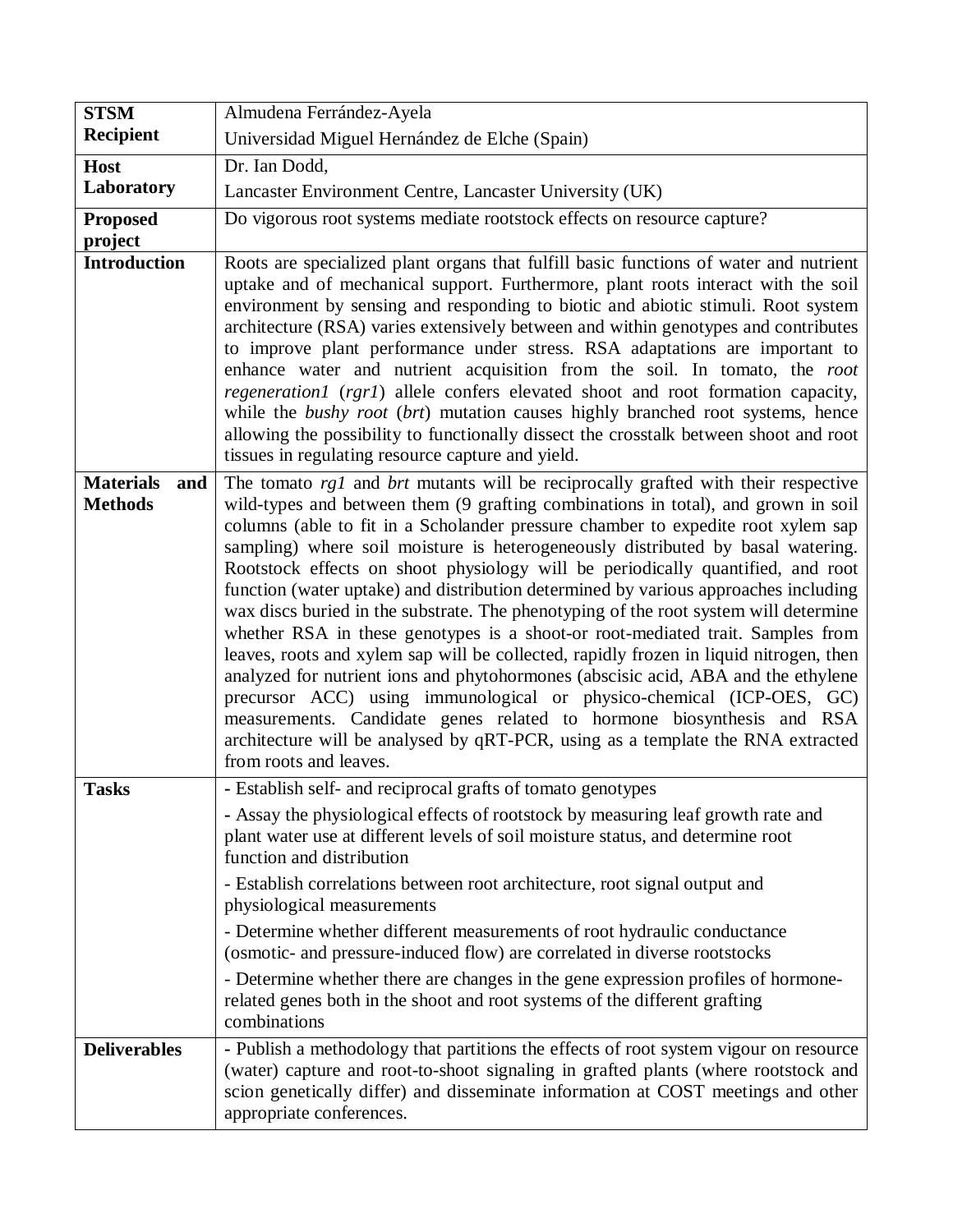| | |
|---|---|
| **STSM Recipient** | Almudena Ferrández-Ayela<br>Universidad Miguel Hernández de Elche (Spain) |
| **Host Laboratory** | Dr. Ian Dodd,<br>Lancaster Environment Centre, Lancaster University (UK) |
| **Proposed project** | Do vigorous root systems mediate rootstock effects on resource capture? |
| **Introduction** | Roots are specialized plant organs that fulfill basic functions of water and nutrient uptake and of mechanical support. Furthermore, plant roots interact with the soil environment by sensing and responding to biotic and abiotic stimuli. Root system architecture (RSA) varies extensively between and within genotypes and contributes to improve plant performance under stress. RSA adaptations are important to enhance water and nutrient acquisition from the soil. In tomato, the *root regeneration1* (*rgr1*) allele confers elevated shoot and root formation capacity, while the *bushy root* (*brt*) mutation causes highly branched root systems, hence allowing the possibility to functionally dissect the crosstalk between shoot and root tissues in regulating resource capture and yield. |
| **Materials and Methods** | The tomato *rg1* and *brt* mutants will be reciprocally grafted with their respective wild-types and between them (9 grafting combinations in total), and grown in soil columns (able to fit in a Scholander pressure chamber to expedite root xylem sap sampling) where soil moisture is heterogeneously distributed by basal watering. Rootstock effects on shoot physiology will be periodically quantified, and root function (water uptake) and distribution determined by various approaches including wax discs buried in the substrate. The phenotyping of the root system will determine whether RSA in these genotypes is a shoot-or root-mediated trait. Samples from leaves, roots and xylem sap will be collected, rapidly frozen in liquid nitrogen, then analyzed for nutrient ions and phytohormones (abscisic acid, ABA and the ethylene precursor ACC) using immunological or physico-chemical (ICP-OES, GC) measurements. Candidate genes related to hormone biosynthesis and RSA architecture will be analysed by qRT-PCR, using as a template the RNA extracted from roots and leaves. |
| **Tasks** | - Establish self- and reciprocal grafts of tomato genotypes<br>- Assay the physiological effects of rootstock by measuring leaf growth rate and plant water use at different levels of soil moisture status, and determine root function and distribution<br>- Establish correlations between root architecture, root signal output and physiological measurements<br>- Determine whether different measurements of root hydraulic conductance (osmotic- and pressure-induced flow) are correlated in diverse rootstocks<br>- Determine whether there are changes in the gene expression profiles of hormone-related genes both in the shoot and root systems of the different grafting combinations |
| **Deliverables** | - Publish a methodology that partitions the effects of root system vigour on resource (water) capture and root-to-shoot signaling in grafted plants (where rootstock and scion genetically differ) and disseminate information at COST meetings and other appropriate conferences. |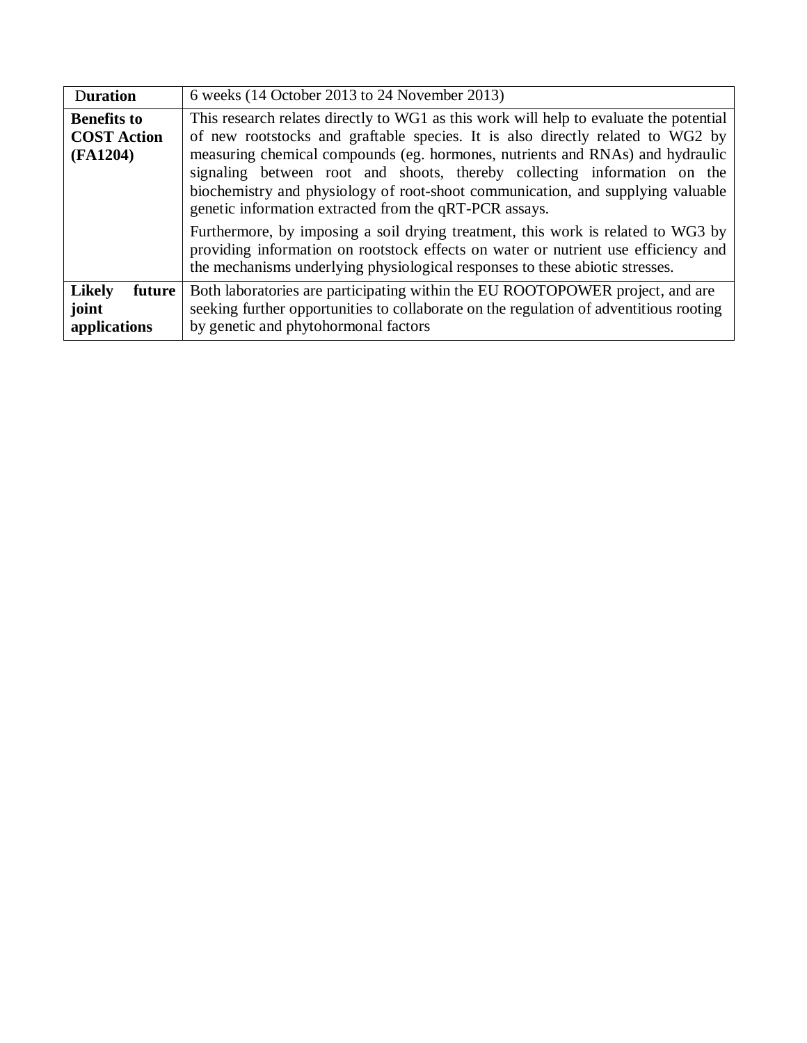| | |
|---|---|
| **Duration** | 6 weeks (14 October 2013 to 24 November 2013) |
| **Benefits to COST Action (FA1204)** | This research relates directly to WG1 as this work will help to evaluate the potential of new rootstocks and graftable species. It is also directly related to WG2 by measuring chemical compounds (eg. hormones, nutrients and RNAs) and hydraulic signaling between root and shoots, thereby collecting information on the biochemistry and physiology of root-shoot communication, and supplying valuable genetic information extracted from the qRT-PCR assays.<br><br>Furthermore, by imposing a soil drying treatment, this work is related to WG3 by providing information on rootstock effects on water or nutrient use efficiency and the mechanisms underlying physiological responses to these abiotic stresses. |
| **Likely future joint applications** | Both laboratories are participating within the EU ROOTOPOWER project, and are seeking further opportunities to collaborate on the regulation of adventitious rooting by genetic and phytohormonal factors |